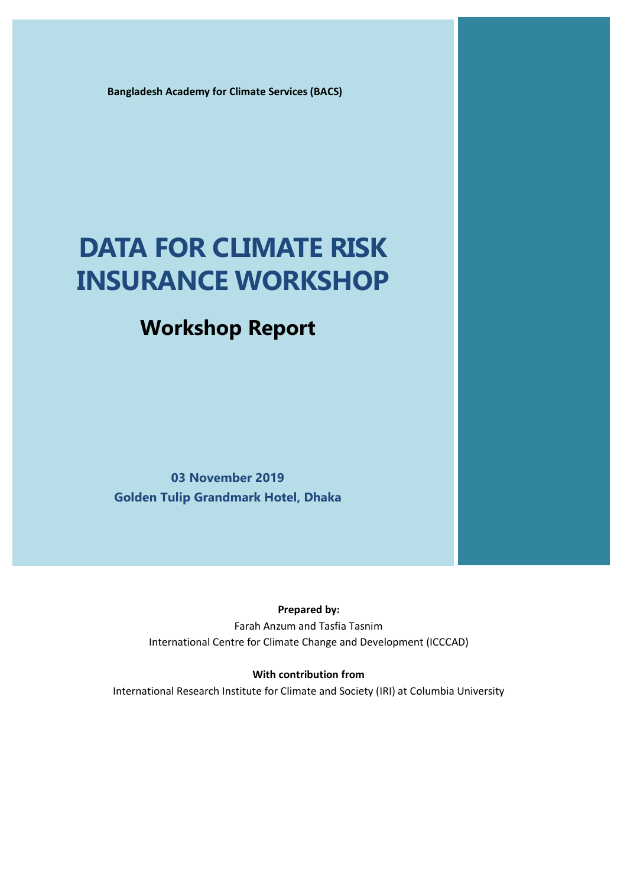**Bangladesh Academy for Climate Services (BACS)**

# DATA FOR CLIMATE RISK INSURANCE WORKSHOP

## Workshop Report

**03 November 2019**
**Golden Tulip Grandmark Hotel, Dhaka**

**Prepared by:**
Farah Anzum and Tasfia Tasnim
International Centre for Climate Change and Development (ICCCAD)

**With contribution from**
International Research Institute for Climate and Society (IRI) at Columbia University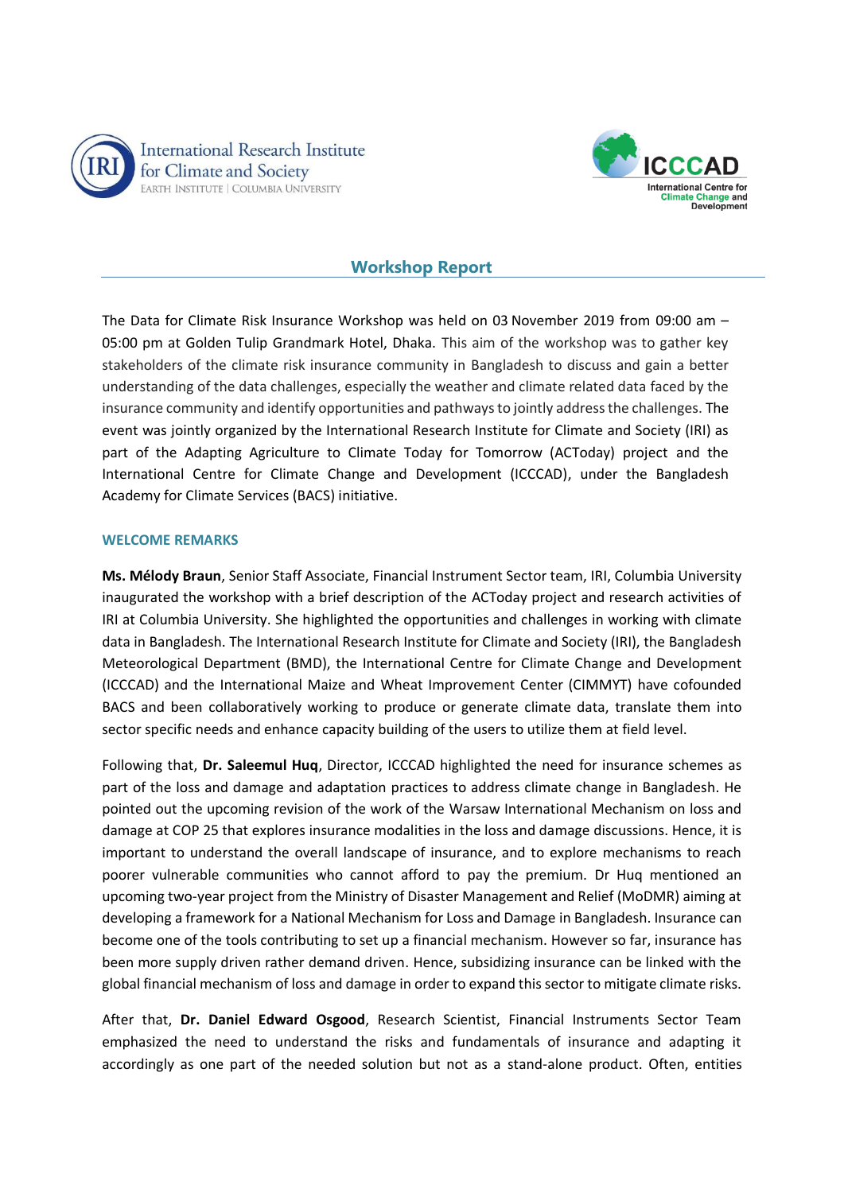## Workshop Report

The Data for Climate Risk Insurance Workshop was held on 03 November 2019 from 09:00 am – 05:00 pm at Golden Tulip Grandmark Hotel, Dhaka. This aim of the workshop was to gather key stakeholders of the climate risk insurance community in Bangladesh to discuss and gain a better understanding of the data challenges, especially the weather and climate related data faced by the insurance community and identify opportunities and pathways to jointly address the challenges. The event was jointly organized by the International Research Institute for Climate and Society (IRI) as part of the Adapting Agriculture to Climate Today for Tomorrow (ACToday) project and the International Centre for Climate Change and Development (ICCCAD), under the Bangladesh Academy for Climate Services (BACS) initiative.

### WELCOME REMARKS

**Ms. Mélody Braun**, Senior Staff Associate, Financial Instrument Sector team, IRI, Columbia University inaugurated the workshop with a brief description of the ACToday project and research activities of IRI at Columbia University. She highlighted the opportunities and challenges in working with climate data in Bangladesh. The International Research Institute for Climate and Society (IRI), the Bangladesh Meteorological Department (BMD), the International Centre for Climate Change and Development (ICCCAD) and the International Maize and Wheat Improvement Center (CIMMYT) have cofounded BACS and been collaboratively working to produce or generate climate data, translate them into sector specific needs and enhance capacity building of the users to utilize them at field level.

Following that, **Dr. Saleemul Huq**, Director, ICCCAD highlighted the need for insurance schemes as part of the loss and damage and adaptation practices to address climate change in Bangladesh. He pointed out the upcoming revision of the work of the Warsaw International Mechanism on loss and damage at COP 25 that explores insurance modalities in the loss and damage discussions. Hence, it is important to understand the overall landscape of insurance, and to explore mechanisms to reach poorer vulnerable communities who cannot afford to pay the premium. Dr Huq mentioned an upcoming two-year project from the Ministry of Disaster Management and Relief (MoDMR) aiming at developing a framework for a National Mechanism for Loss and Damage in Bangladesh. Insurance can become one of the tools contributing to set up a financial mechanism. However so far, insurance has been more supply driven rather demand driven. Hence, subsidizing insurance can be linked with the global financial mechanism of loss and damage in order to expand this sector to mitigate climate risks.

After that, **Dr. Daniel Edward Osgood**, Research Scientist, Financial Instruments Sector Team emphasized the need to understand the risks and fundamentals of insurance and adapting it accordingly as one part of the needed solution but not as a stand-alone product. Often, entities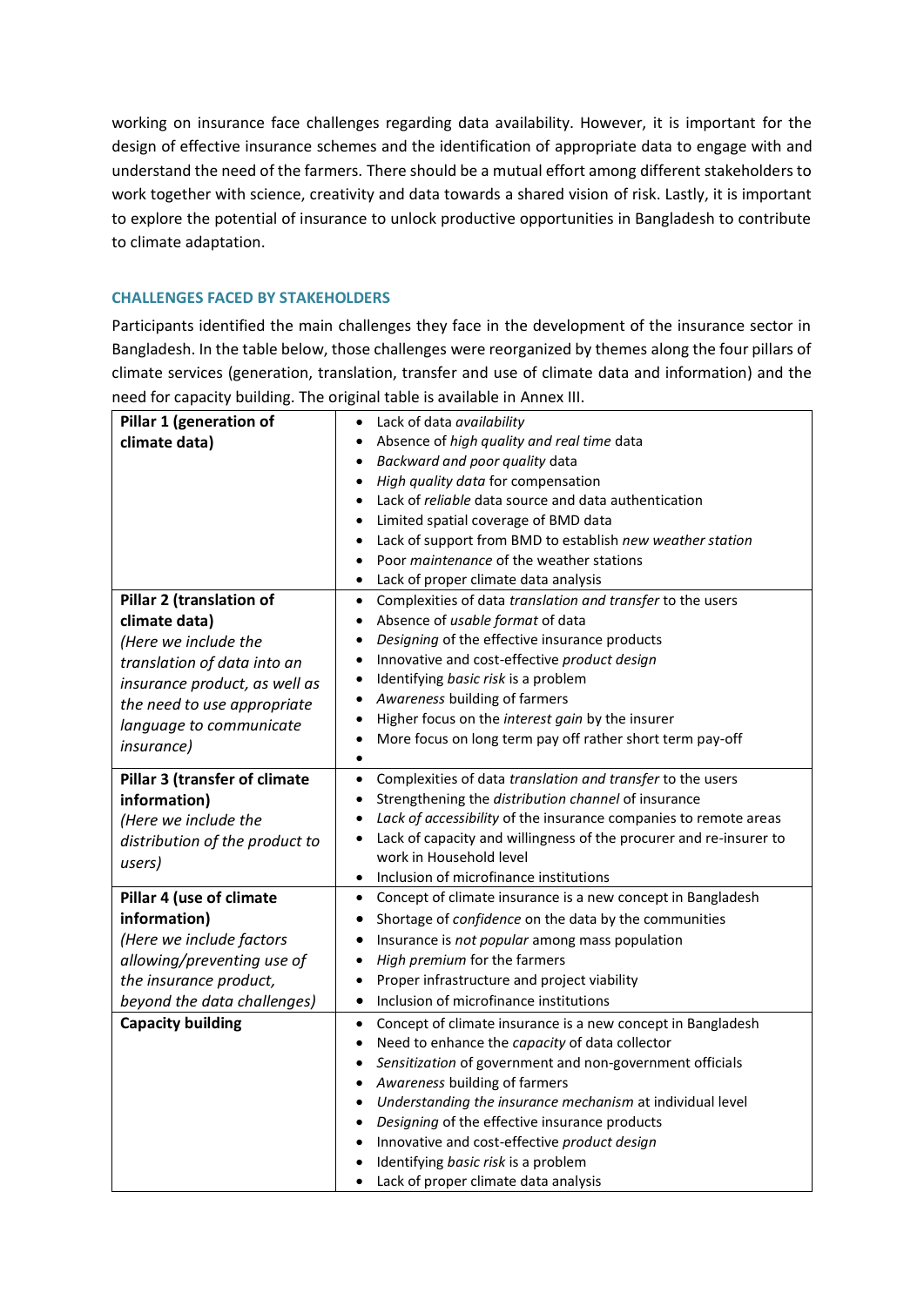working on insurance face challenges regarding data availability. However, it is important for the design of effective insurance schemes and the identification of appropriate data to engage with and understand the need of the farmers. There should be a mutual effort among different stakeholders to work together with science, creativity and data towards a shared vision of risk. Lastly, it is important to explore the potential of insurance to unlock productive opportunities in Bangladesh to contribute to climate adaptation.

### CHALLENGES FACED BY STAKEHOLDERS

Participants identified the main challenges they face in the development of the insurance sector in Bangladesh. In the table below, those challenges were reorganized by themes along the four pillars of climate services (generation, translation, transfer and use of climate data and information) and the need for capacity building. The original table is available in Annex III.

| | |
|---|---|
| **Pillar 1 (generation of climate data)** | • Lack of data *availability*<br>• Absence of *high quality and real time* data<br>• *Backward and poor quality* data<br>• *High quality data* for compensation<br>• Lack of *reliable* data source and data authentication<br>• Limited spatial coverage of BMD data<br>• Lack of support from BMD to establish *new weather station*<br>• Poor *maintenance* of the weather stations<br>• Lack of proper climate data analysis |
| **Pillar 2 (translation of climate data)**<br>*(Here we include the translation of data into an insurance product, as well as the need to use appropriate language to communicate insurance)* | • Complexities of data *translation and transfer* to the users<br>• Absence of *usable format* of data<br>• *Designing* of the effective insurance products<br>• Innovative and cost-effective *product design*<br>• Identifying *basic risk* is a problem<br>• *Awareness* building of farmers<br>• Higher focus on the *interest gain* by the insurer<br>• More focus on long term pay off rather short term pay-off<br>• |
| **Pillar 3 (transfer of climate information)**<br>*(Here we include the distribution of the product to users)* | • Complexities of data *translation and transfer* to the users<br>• Strengthening the *distribution channel* of insurance<br>• *Lack of accessibility* of the insurance companies to remote areas<br>• Lack of capacity and willingness of the procurer and re-insurer to work in Household level<br>• Inclusion of microfinance institutions |
| **Pillar 4 (use of climate information)**<br>*(Here we include factors allowing/preventing use of the insurance product, beyond the data challenges)* | • Concept of climate insurance is a new concept in Bangladesh<br>• Shortage of *confidence* on the data by the communities<br>• Insurance is *not popular* among mass population<br>• *High premium* for the farmers<br>• Proper infrastructure and project viability<br>• Inclusion of microfinance institutions |
| **Capacity building** | • Concept of climate insurance is a new concept in Bangladesh<br>• Need to enhance the *capacity* of data collector<br>• *Sensitization* of government and non-government officials<br>• *Awareness* building of farmers<br>• *Understanding the insurance mechanism* at individual level<br>• *Designing* of the effective insurance products<br>• Innovative and cost-effective *product design*<br>• Identifying *basic risk* is a problem<br>• Lack of proper climate data analysis |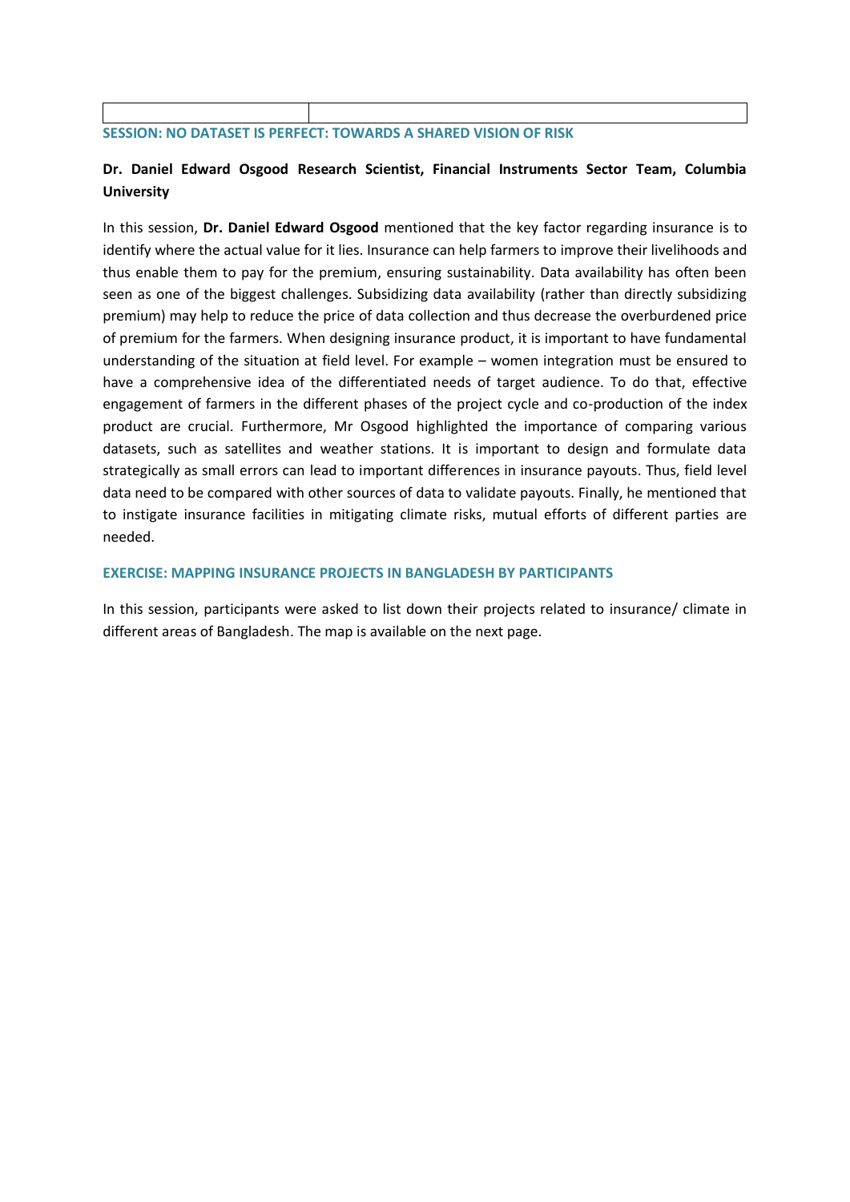| | |
|---|---|

## SESSION: NO DATASET IS PERFECT: TOWARDS A SHARED VISION OF RISK

**Dr. Daniel Edward Osgood Research Scientist, Financial Instruments Sector Team, Columbia University**

In this session, **Dr. Daniel Edward Osgood** mentioned that the key factor regarding insurance is to identify where the actual value for it lies. Insurance can help farmers to improve their livelihoods and thus enable them to pay for the premium, ensuring sustainability. Data availability has often been seen as one of the biggest challenges. Subsidizing data availability (rather than directly subsidizing premium) may help to reduce the price of data collection and thus decrease the overburdened price of premium for the farmers. When designing insurance product, it is important to have fundamental understanding of the situation at field level. For example – women integration must be ensured to have a comprehensive idea of the differentiated needs of target audience. To do that, effective engagement of farmers in the different phases of the project cycle and co-production of the index product are crucial. Furthermore, Mr Osgood highlighted the importance of comparing various datasets, such as satellites and weather stations. It is important to design and formulate data strategically as small errors can lead to important differences in insurance payouts. Thus, field level data need to be compared with other sources of data to validate payouts. Finally, he mentioned that to instigate insurance facilities in mitigating climate risks, mutual efforts of different parties are needed.

## EXERCISE: MAPPING INSURANCE PROJECTS IN BANGLADESH BY PARTICIPANTS

In this session, participants were asked to list down their projects related to insurance/ climate in different areas of Bangladesh. The map is available on the next page.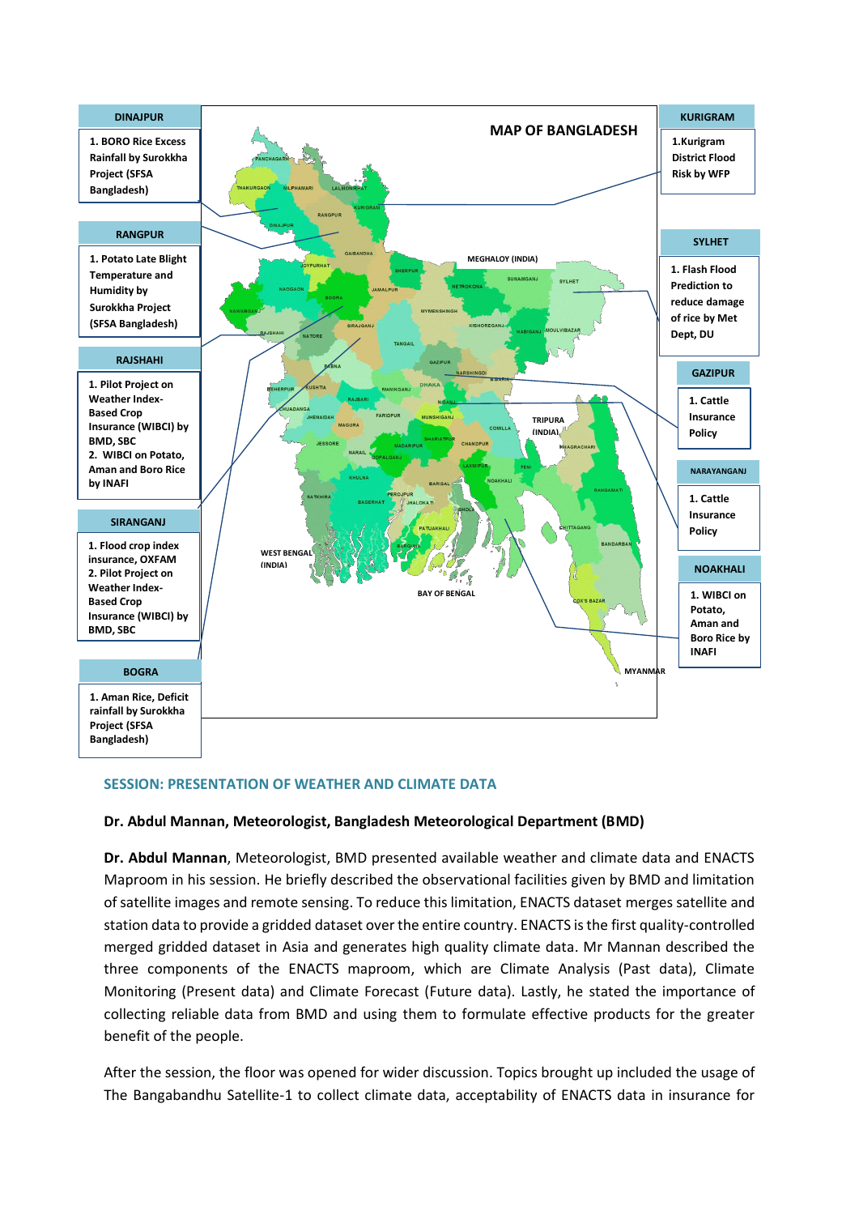**MAP OF BANGLADESH**

**DINAJPUR**

1. BORO Rice Excess Rainfall by Surokkha Project (SFSA Bangladesh)

**RANGPUR**

1. Potato Late Blight Temperature and Humidity by Surokkha Project (SFSA Bangladesh)

**RAJSHAHI**

1. Pilot Project on Weather Index-Based Crop Insurance (WIBCI) by BMD, SBC
2. WIBCI on Potato, Aman and Boro Rice by INAFI

**SIRANGANJ**

1. Flood crop index insurance, OXFAM
2. Pilot Project on Weather Index-Based Crop Insurance (WIBCI) by BMD, SBC

**BOGRA**

1. Aman Rice, Deficit rainfall by Surokkha Project (SFSA Bangladesh)

**KURIGRAM**

1. Kurigram District Flood Risk by WFP

**SYLHET**

1. Flash Flood Prediction to reduce damage of rice by Met Dept, DU

**GAZIPUR**

1. Cattle Insurance Policy

**NARAYANGANJ**

1. Cattle Insurance Policy

**NOAKHALI**

1. WIBCI on Potato, Aman and Boro Rice by INAFI

## SESSION: PRESENTATION OF WEATHER AND CLIMATE DATA

**Dr. Abdul Mannan, Meteorologist, Bangladesh Meteorological Department (BMD)**

**Dr. Abdul Mannan**, Meteorologist, BMD presented available weather and climate data and ENACTS Maproom in his session. He briefly described the observational facilities given by BMD and limitation of satellite images and remote sensing. To reduce this limitation, ENACTS dataset merges satellite and station data to provide a gridded dataset over the entire country. ENACTS is the first quality-controlled merged gridded dataset in Asia and generates high quality climate data. Mr Mannan described the three components of the ENACTS maproom, which are Climate Analysis (Past data), Climate Monitoring (Present data) and Climate Forecast (Future data). Lastly, he stated the importance of collecting reliable data from BMD and using them to formulate effective products for the greater benefit of the people.

After the session, the floor was opened for wider discussion. Topics brought up included the usage of The Bangabandhu Satellite-1 to collect climate data, acceptability of ENACTS data in insurance for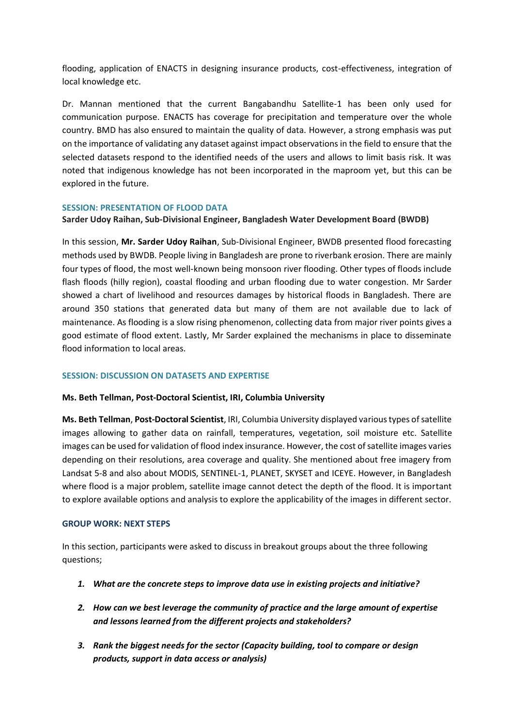flooding, application of ENACTS in designing insurance products, cost-effectiveness, integration of local knowledge etc.

Dr. Mannan mentioned that the current Bangabandhu Satellite-1 has been only used for communication purpose. ENACTS has coverage for precipitation and temperature over the whole country. BMD has also ensured to maintain the quality of data. However, a strong emphasis was put on the importance of validating any dataset against impact observations in the field to ensure that the selected datasets respond to the identified needs of the users and allows to limit basis risk. It was noted that indigenous knowledge has not been incorporated in the maproom yet, but this can be explored in the future.

### SESSION: PRESENTATION OF FLOOD DATA

**Sarder Udoy Raihan, Sub-Divisional Engineer, Bangladesh Water Development Board (BWDB)**

In this session, **Mr. Sarder Udoy Raihan**, Sub-Divisional Engineer, BWDB presented flood forecasting methods used by BWDB. People living in Bangladesh are prone to riverbank erosion. There are mainly four types of flood, the most well-known being monsoon river flooding. Other types of floods include flash floods (hilly region), coastal flooding and urban flooding due to water congestion. Mr Sarder showed a chart of livelihood and resources damages by historical floods in Bangladesh. There are around 350 stations that generated data but many of them are not available due to lack of maintenance. As flooding is a slow rising phenomenon, collecting data from major river points gives a good estimate of flood extent. Lastly, Mr Sarder explained the mechanisms in place to disseminate flood information to local areas.

### SESSION: DISCUSSION ON DATASETS AND EXPERTISE

**Ms. Beth Tellman, Post-Doctoral Scientist, IRI, Columbia University**

**Ms. Beth Tellman**, **Post-Doctoral Scientist**, IRI, Columbia University displayed various types of satellite images allowing to gather data on rainfall, temperatures, vegetation, soil moisture etc. Satellite images can be used for validation of flood index insurance. However, the cost of satellite images varies depending on their resolutions, area coverage and quality. She mentioned about free imagery from Landsat 5-8 and also about MODIS, SENTINEL-1, PLANET, SKYSET and ICEYE. However, in Bangladesh where flood is a major problem, satellite image cannot detect the depth of the flood. It is important to explore available options and analysis to explore the applicability of the images in different sector.

### GROUP WORK: NEXT STEPS

In this section, participants were asked to discuss in breakout groups about the three following questions;

1. ***What are the concrete steps to improve data use in existing projects and initiative?***
2. ***How can we best leverage the community of practice and the large amount of expertise and lessons learned from the different projects and stakeholders?***
3. ***Rank the biggest needs for the sector (Capacity building, tool to compare or design products, support in data access or analysis)***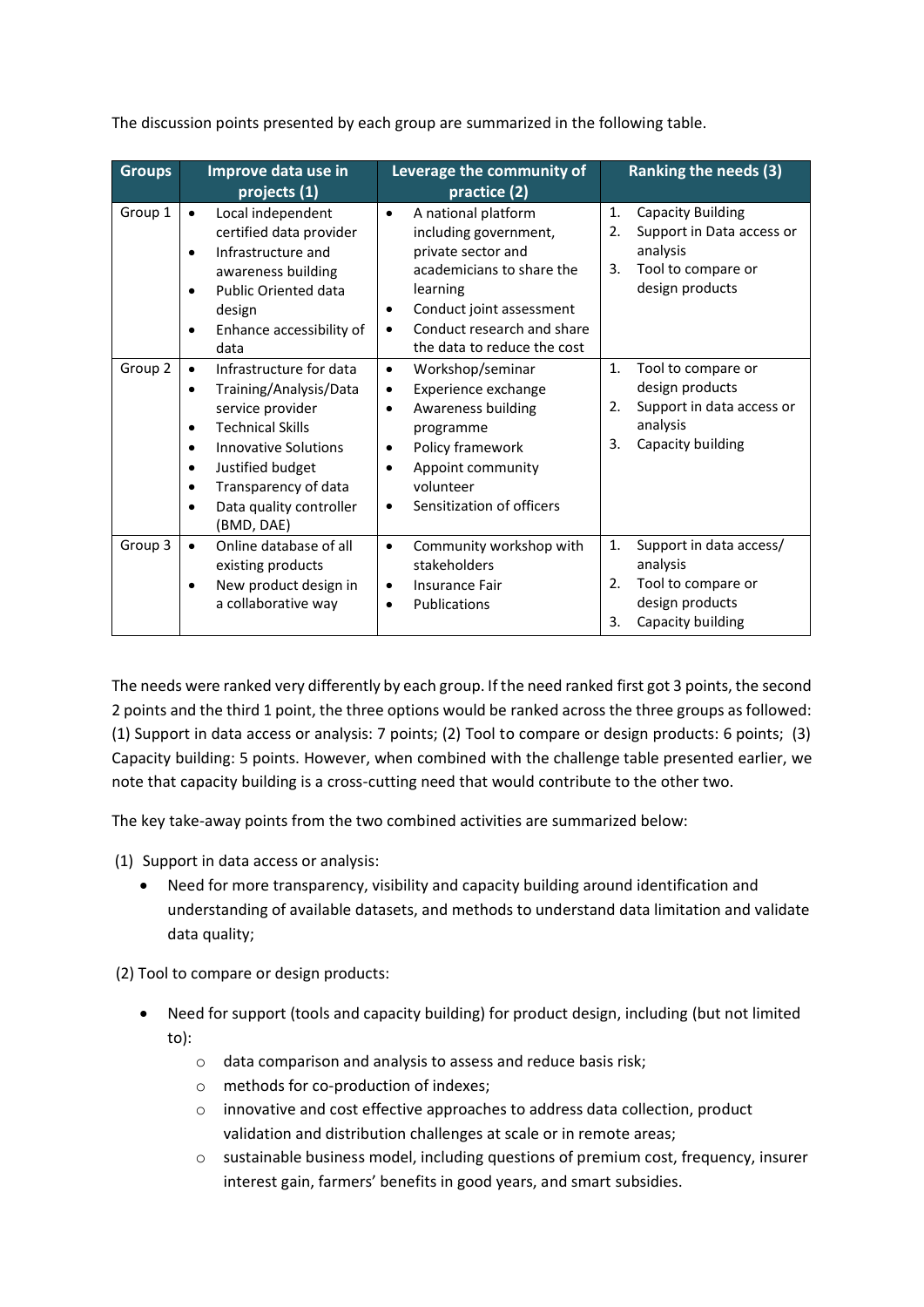The discussion points presented by each group are summarized in the following table.

| Groups | Improve data use in projects (1) | Leverage the community of practice (2) | Ranking the needs (3) |
|---|---|---|---|
| Group 1 | • Local independent certified data provider<br>• Infrastructure and awareness building<br>• Public Oriented data design<br>• Enhance accessibility of data | • A national platform including government, private sector and academicians to share the learning<br>• Conduct joint assessment<br>• Conduct research and share the data to reduce the cost | 1. Capacity Building<br>2. Support in Data access or analysis<br>3. Tool to compare or design products |
| Group 2 | • Infrastructure for data<br>• Training/Analysis/Data service provider<br>• Technical Skills<br>• Innovative Solutions<br>• Justified budget<br>• Transparency of data<br>• Data quality controller (BMD, DAE) | • Workshop/seminar<br>• Experience exchange<br>• Awareness building programme<br>• Policy framework<br>• Appoint community volunteer<br>• Sensitization of officers | 1. Tool to compare or design products<br>2. Support in data access or analysis<br>3. Capacity building |
| Group 3 | • Online database of all existing products<br>• New product design in a collaborative way | • Community workshop with stakeholders<br>• Insurance Fair<br>• Publications | 1. Support in data access/ analysis<br>2. Tool to compare or design products<br>3. Capacity building |

The needs were ranked very differently by each group. If the need ranked first got 3 points, the second 2 points and the third 1 point, the three options would be ranked across the three groups as followed: (1) Support in data access or analysis: 7 points; (2) Tool to compare or design products: 6 points; (3) Capacity building: 5 points. However, when combined with the challenge table presented earlier, we note that capacity building is a cross-cutting need that would contribute to the other two.

The key take-away points from the two combined activities are summarized below:

(1) Support in data access or analysis:

- Need for more transparency, visibility and capacity building around identification and understanding of available datasets, and methods to understand data limitation and validate data quality;

(2) Tool to compare or design products:

- Need for support (tools and capacity building) for product design, including (but not limited to):
    - data comparison and analysis to assess and reduce basis risk;
    - methods for co-production of indexes;
    - innovative and cost effective approaches to address data collection, product validation and distribution challenges at scale or in remote areas;
    - sustainable business model, including questions of premium cost, frequency, insurer interest gain, farmers' benefits in good years, and smart subsidies.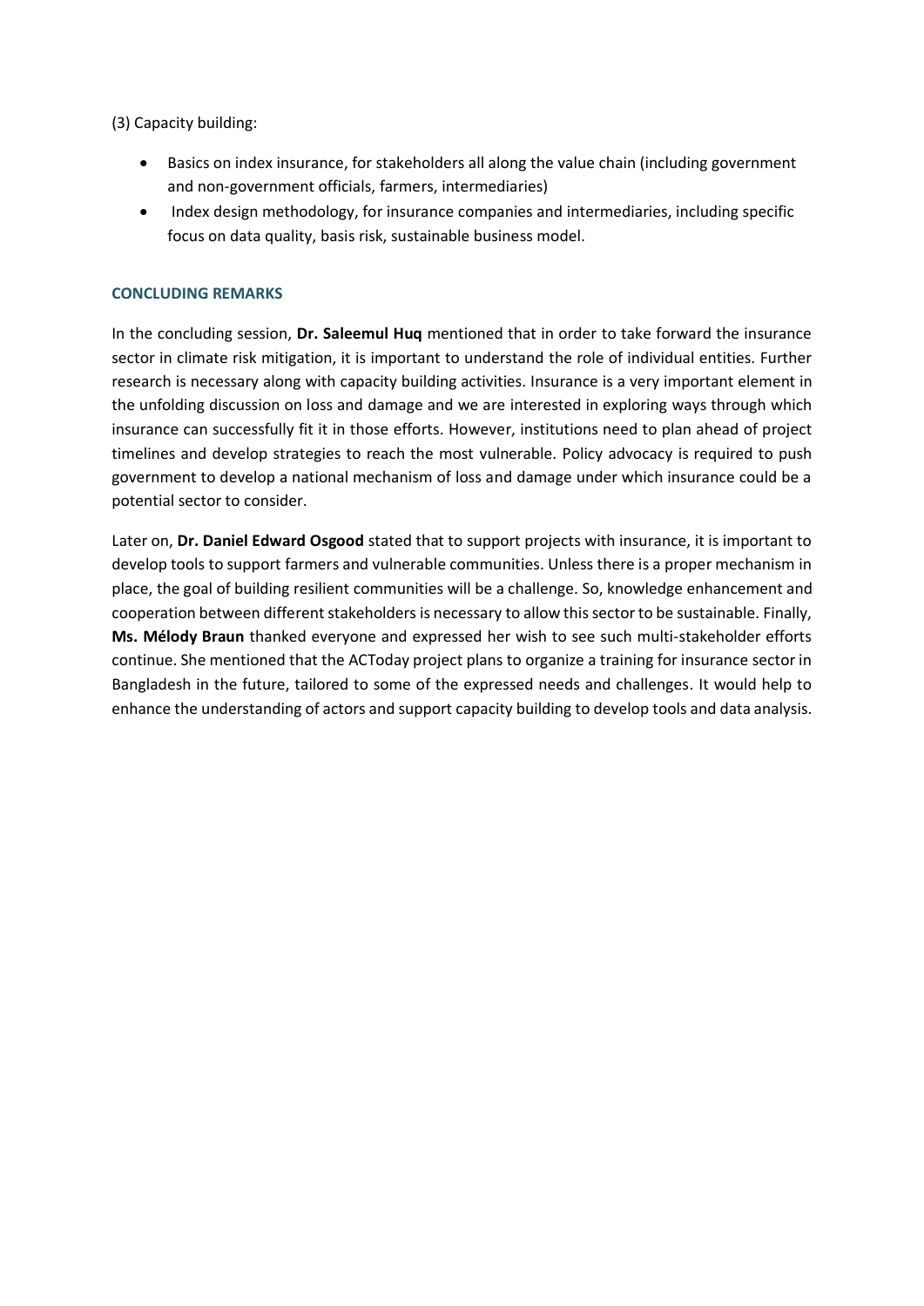(3) Capacity building:

- Basics on index insurance, for stakeholders all along the value chain (including government and non-government officials, farmers, intermediaries)
- Index design methodology, for insurance companies and intermediaries, including specific focus on data quality, basis risk, sustainable business model.

## CONCLUDING REMARKS

In the concluding session, **Dr. Saleemul Huq** mentioned that in order to take forward the insurance sector in climate risk mitigation, it is important to understand the role of individual entities. Further research is necessary along with capacity building activities. Insurance is a very important element in the unfolding discussion on loss and damage and we are interested in exploring ways through which insurance can successfully fit it in those efforts. However, institutions need to plan ahead of project timelines and develop strategies to reach the most vulnerable. Policy advocacy is required to push government to develop a national mechanism of loss and damage under which insurance could be a potential sector to consider.

Later on, **Dr. Daniel Edward Osgood** stated that to support projects with insurance, it is important to develop tools to support farmers and vulnerable communities. Unless there is a proper mechanism in place, the goal of building resilient communities will be a challenge. So, knowledge enhancement and cooperation between different stakeholders is necessary to allow this sector to be sustainable. Finally, **Ms. Mélody Braun** thanked everyone and expressed her wish to see such multi-stakeholder efforts continue. She mentioned that the ACToday project plans to organize a training for insurance sector in Bangladesh in the future, tailored to some of the expressed needs and challenges. It would help to enhance the understanding of actors and support capacity building to develop tools and data analysis.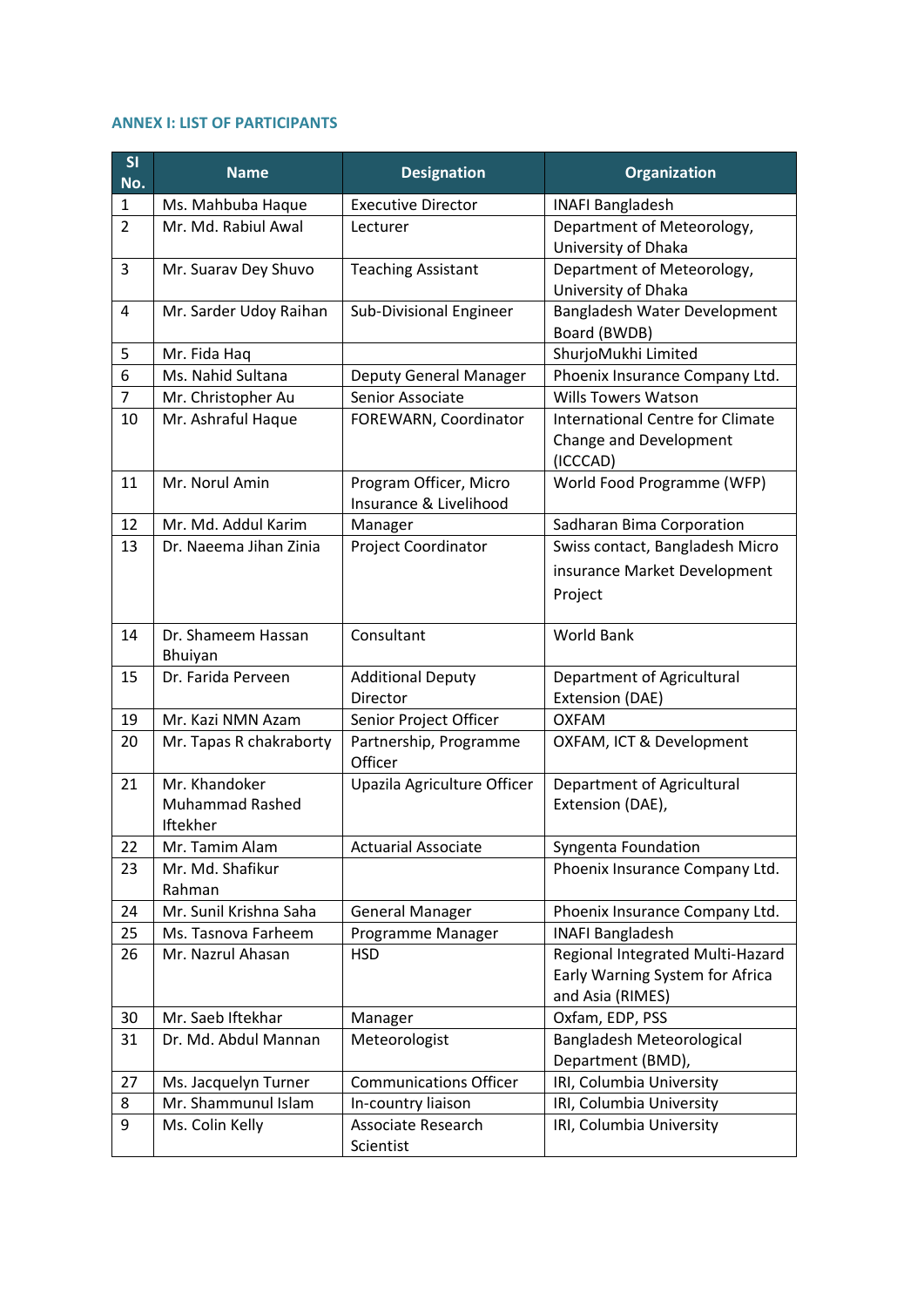**ANNEX I: LIST OF PARTICIPANTS**

| Sl No. | Name | Designation | Organization |
|---|---|---|---|
| 1 | Ms. Mahbuba Haque | Executive Director | INAFI Bangladesh |
| 2 | Mr. Md. Rabiul Awal | Lecturer | Department of Meteorology, University of Dhaka |
| 3 | Mr. Suarav Dey Shuvo | Teaching Assistant | Department of Meteorology, University of Dhaka |
| 4 | Mr. Sarder Udoy Raihan | Sub-Divisional Engineer | Bangladesh Water Development Board (BWDB) |
| 5 | Mr. Fida Haq | | ShurjoMukhi Limited |
| 6 | Ms. Nahid Sultana | Deputy General Manager | Phoenix Insurance Company Ltd. |
| 7 | Mr. Christopher Au | Senior Associate | Wills Towers Watson |
| 10 | Mr. Ashraful Haque | FOREWARN, Coordinator | International Centre for Climate Change and Development (ICCCAD) |
| 11 | Mr. Norul Amin | Program Officer, Micro Insurance & Livelihood | World Food Programme (WFP) |
| 12 | Mr. Md. Addul Karim | Manager | Sadharan Bima Corporation |
| 13 | Dr. Naeema Jihan Zinia | Project Coordinator | Swiss contact, Bangladesh Micro insurance Market Development Project |
| 14 | Dr. Shameem Hassan Bhuiyan | Consultant | World Bank |
| 15 | Dr. Farida Perveen | Additional Deputy Director | Department of Agricultural Extension (DAE) |
| 19 | Mr. Kazi NMN Azam | Senior Project Officer | OXFAM |
| 20 | Mr. Tapas R chakraborty | Partnership, Programme Officer | OXFAM, ICT & Development |
| 21 | Mr. Khandoker Muhammad Rashed Iftekher | Upazila Agriculture Officer | Department of Agricultural Extension (DAE), |
| 22 | Mr. Tamim Alam | Actuarial Associate | Syngenta Foundation |
| 23 | Mr. Md. Shafikur Rahman | | Phoenix Insurance Company Ltd. |
| 24 | Mr. Sunil Krishna Saha | General Manager | Phoenix Insurance Company Ltd. |
| 25 | Ms. Tasnova Farheem | Programme Manager | INAFI Bangladesh |
| 26 | Mr. Nazrul Ahasan | HSD | Regional Integrated Multi-Hazard Early Warning System for Africa and Asia (RIMES) |
| 30 | Mr. Saeb Iftekhar | Manager | Oxfam, EDP, PSS |
| 31 | Dr. Md. Abdul Mannan | Meteorologist | Bangladesh Meteorological Department (BMD), |
| 27 | Ms. Jacquelyn Turner | Communications Officer | IRI, Columbia University |
| 8 | Mr. Shammunul Islam | In-country liaison | IRI, Columbia University |
| 9 | Ms. Colin Kelly | Associate Research Scientist | IRI, Columbia University |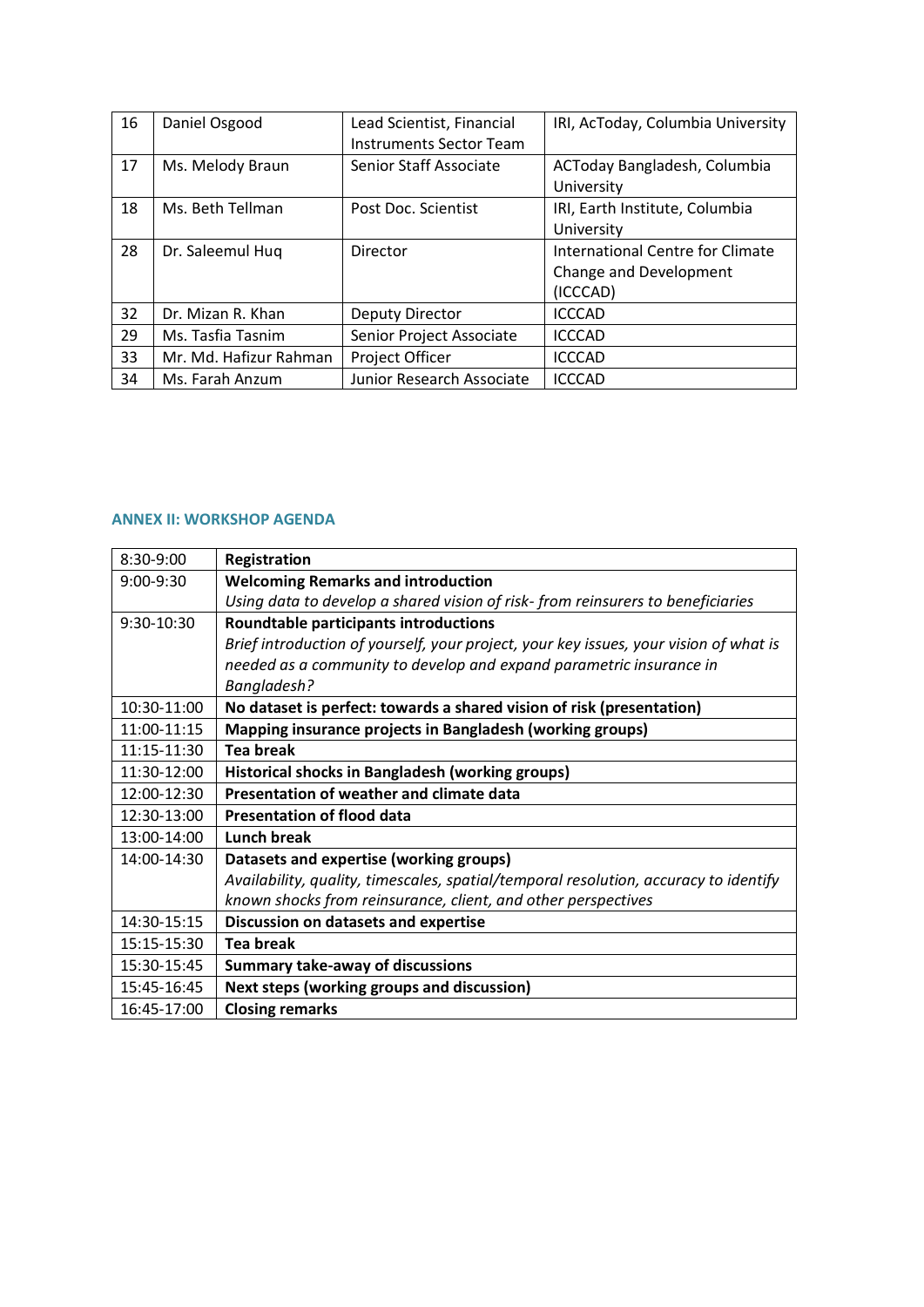| 16 | Daniel Osgood | Lead Scientist, Financial Instruments Sector Team | IRI, AcToday, Columbia University |
|---|---|---|---|
| 17 | Ms. Melody Braun | Senior Staff Associate | ACToday Bangladesh, Columbia University |
| 18 | Ms. Beth Tellman | Post Doc. Scientist | IRI, Earth Institute, Columbia University |
| 28 | Dr. Saleemul Huq | Director | International Centre for Climate Change and Development (ICCCAD) |
| 32 | Dr. Mizan R. Khan | Deputy Director | ICCCAD |
| 29 | Ms. Tasfia Tasnim | Senior Project Associate | ICCCAD |
| 33 | Mr. Md. Hafizur Rahman | Project Officer | ICCCAD |
| 34 | Ms. Farah Anzum | Junior Research Associate | ICCCAD |

## ANNEX II: WORKSHOP AGENDA

| Time | Session |
|---|---|
| 8:30-9:00 | **Registration** |
| 9:00-9:30 | **Welcoming Remarks and introduction**<br>*Using data to develop a shared vision of risk- from reinsurers to beneficiaries* |
| 9:30-10:30 | **Roundtable participants introductions**<br>*Brief introduction of yourself, your project, your key issues, your vision of what is needed as a community to develop and expand parametric insurance in Bangladesh?* |
| 10:30-11:00 | **No dataset is perfect: towards a shared vision of risk (presentation)** |
| 11:00-11:15 | **Mapping insurance projects in Bangladesh (working groups)** |
| 11:15-11:30 | **Tea break** |
| 11:30-12:00 | **Historical shocks in Bangladesh (working groups)** |
| 12:00-12:30 | **Presentation of weather and climate data** |
| 12:30-13:00 | **Presentation of flood data** |
| 13:00-14:00 | **Lunch break** |
| 14:00-14:30 | **Datasets and expertise (working groups)**<br>*Availability, quality, timescales, spatial/temporal resolution, accuracy to identify known shocks from reinsurance, client, and other perspectives* |
| 14:30-15:15 | **Discussion on datasets and expertise** |
| 15:15-15:30 | **Tea break** |
| 15:30-15:45 | **Summary take-away of discussions** |
| 15:45-16:45 | **Next steps (working groups and discussion)** |
| 16:45-17:00 | **Closing remarks** |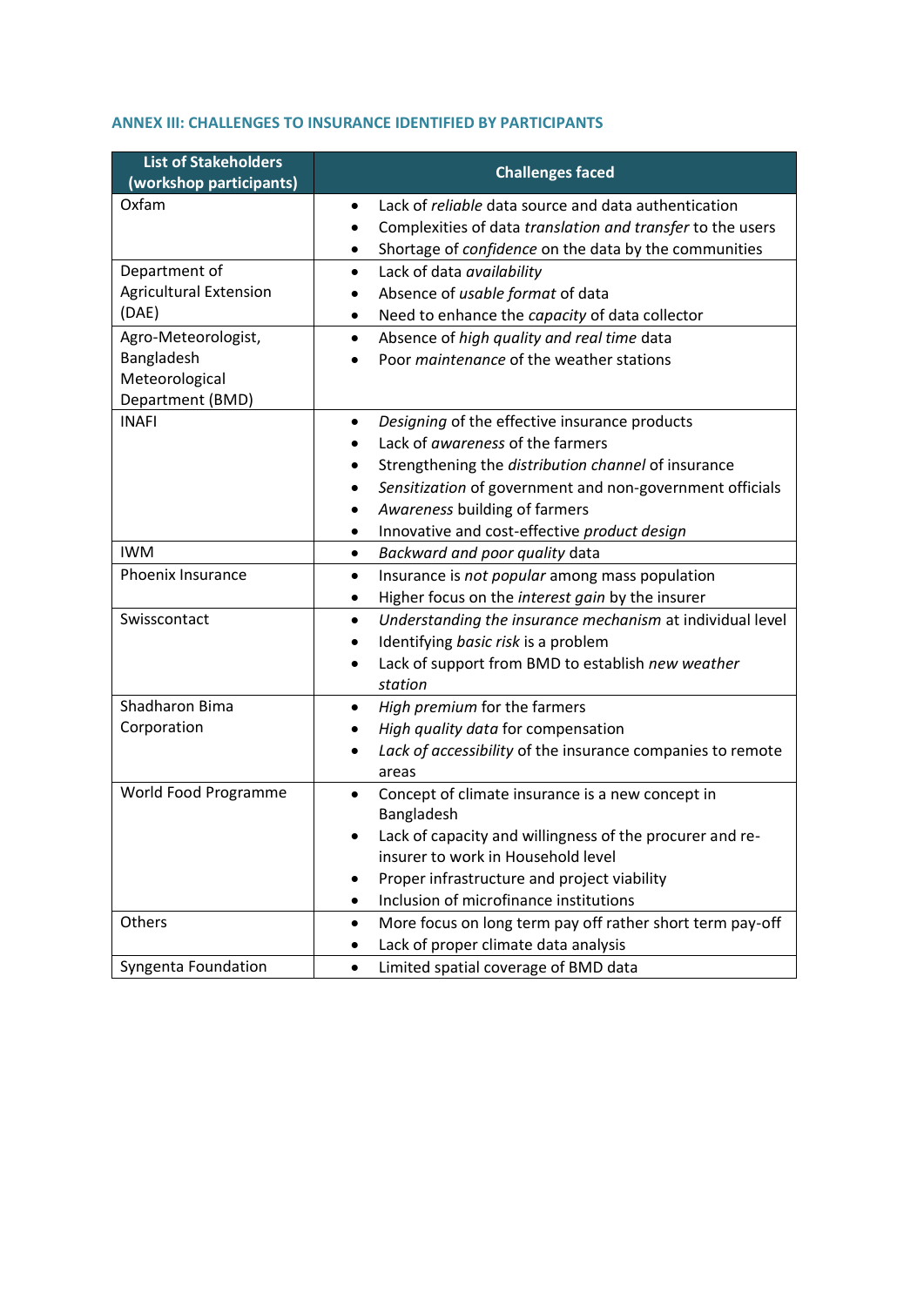### ANNEX III: CHALLENGES TO INSURANCE IDENTIFIED BY PARTICIPANTS

| List of Stakeholders (workshop participants) | Challenges faced |
|---|---|
| Oxfam | • Lack of *reliable* data source and data authentication<br>• Complexities of data *translation and transfer* to the users<br>• Shortage of *confidence* on the data by the communities |
| Department of Agricultural Extension (DAE) | • Lack of data *availability*<br>• Absence of *usable format* of data<br>• Need to enhance the *capacity* of data collector |
| Agro-Meteorologist, Bangladesh Meteorological Department (BMD) | • Absence of *high quality and real time* data<br>• Poor *maintenance* of the weather stations |
| INAFI | • *Designing* of the effective insurance products<br>• Lack of *awareness* of the farmers<br>• Strengthening the *distribution channel* of insurance<br>• *Sensitization* of government and non-government officials<br>• *Awareness* building of farmers<br>• Innovative and cost-effective *product design* |
| IWM | • *Backward and poor quality* data |
| Phoenix Insurance | • Insurance is *not popular* among mass population<br>• Higher focus on the *interest gain* by the insurer |
| Swisscontact | • *Understanding the insurance mechanism* at individual level<br>• Identifying *basic risk* is a problem<br>• Lack of support from BMD to establish *new weather station* |
| Shadharon Bima Corporation | • *High premium* for the farmers<br>• *High quality data* for compensation<br>• *Lack of accessibility* of the insurance companies to remote areas |
| World Food Programme | • Concept of climate insurance is a new concept in Bangladesh<br>• Lack of capacity and willingness of the procurer and re-insurer to work in Household level<br>• Proper infrastructure and project viability<br>• Inclusion of microfinance institutions |
| Others | • More focus on long term pay off rather short term pay-off<br>• Lack of proper climate data analysis |
| Syngenta Foundation | • Limited spatial coverage of BMD data |